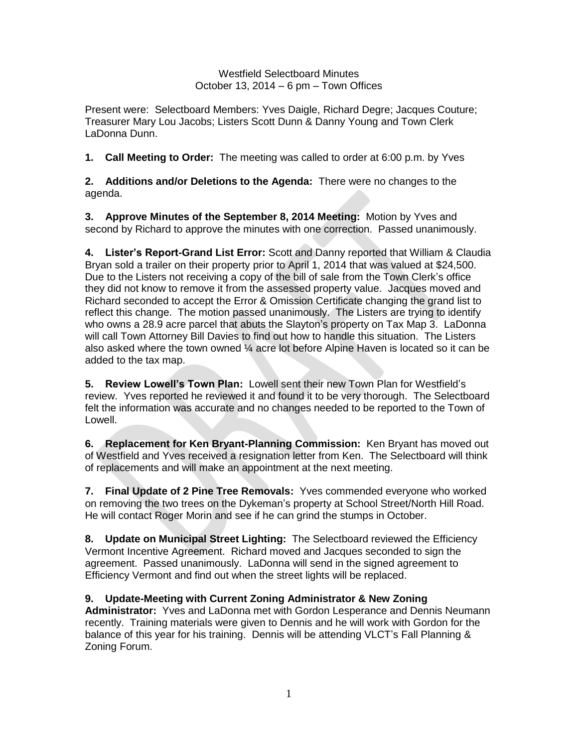Westfield Selectboard Minutes
October 13, 2014 – 6 pm – Town Offices

Present were: Selectboard Members: Yves Daigle, Richard Degre; Jacques Couture; Treasurer Mary Lou Jacobs; Listers Scott Dunn & Danny Young and Town Clerk LaDonna Dunn.

**1. Call Meeting to Order:** The meeting was called to order at 6:00 p.m. by Yves

**2. Additions and/or Deletions to the Agenda:** There were no changes to the agenda.

**3. Approve Minutes of the September 8, 2014 Meeting:** Motion by Yves and second by Richard to approve the minutes with one correction. Passed unanimously.

**4. Lister's Report-Grand List Error:** Scott and Danny reported that William & Claudia Bryan sold a trailer on their property prior to April 1, 2014 that was valued at $24,500. Due to the Listers not receiving a copy of the bill of sale from the Town Clerk's office they did not know to remove it from the assessed property value. Jacques moved and Richard seconded to accept the Error & Omission Certificate changing the grand list to reflect this change. The motion passed unanimously. The Listers are trying to identify who owns a 28.9 acre parcel that abuts the Slayton's property on Tax Map 3. LaDonna will call Town Attorney Bill Davies to find out how to handle this situation. The Listers also asked where the town owned ¼ acre lot before Alpine Haven is located so it can be added to the tax map.

**5. Review Lowell's Town Plan:** Lowell sent their new Town Plan for Westfield's review. Yves reported he reviewed it and found it to be very thorough. The Selectboard felt the information was accurate and no changes needed to be reported to the Town of Lowell.

**6. Replacement for Ken Bryant-Planning Commission:** Ken Bryant has moved out of Westfield and Yves received a resignation letter from Ken. The Selectboard will think of replacements and will make an appointment at the next meeting.

**7. Final Update of 2 Pine Tree Removals:** Yves commended everyone who worked on removing the two trees on the Dykeman's property at School Street/North Hill Road. He will contact Roger Morin and see if he can grind the stumps in October.

**8. Update on Municipal Street Lighting:** The Selectboard reviewed the Efficiency Vermont Incentive Agreement. Richard moved and Jacques seconded to sign the agreement. Passed unanimously. LaDonna will send in the signed agreement to Efficiency Vermont and find out when the street lights will be replaced.

**9. Update-Meeting with Current Zoning Administrator & New Zoning Administrator:** Yves and LaDonna met with Gordon Lesperance and Dennis Neumann recently. Training materials were given to Dennis and he will work with Gordon for the balance of this year for his training. Dennis will be attending VLCT's Fall Planning & Zoning Forum.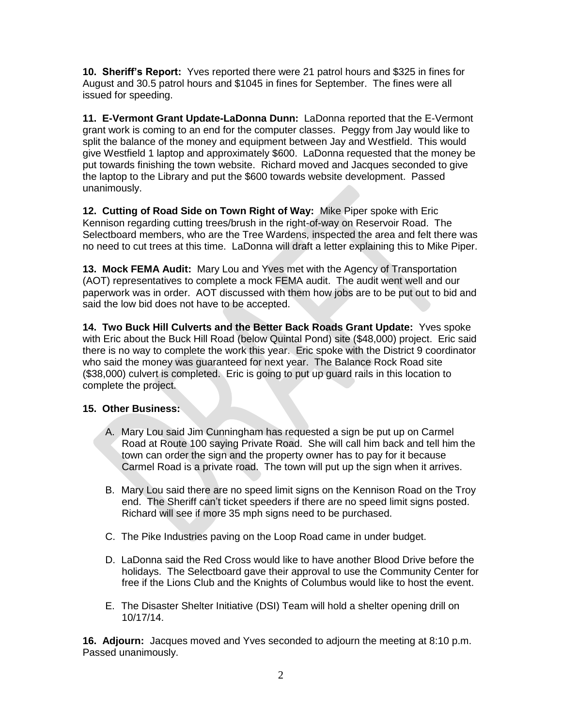**10. Sheriff's Report:** Yves reported there were 21 patrol hours and $325 in fines for August and 30.5 patrol hours and $1045 in fines for September. The fines were all issued for speeding.

**11. E-Vermont Grant Update-LaDonna Dunn:** LaDonna reported that the E-Vermont grant work is coming to an end for the computer classes. Peggy from Jay would like to split the balance of the money and equipment between Jay and Westfield. This would give Westfield 1 laptop and approximately $600. LaDonna requested that the money be put towards finishing the town website. Richard moved and Jacques seconded to give the laptop to the Library and put the $600 towards website development. Passed unanimously.

**12. Cutting of Road Side on Town Right of Way:** Mike Piper spoke with Eric Kennison regarding cutting trees/brush in the right-of-way on Reservoir Road. The Selectboard members, who are the Tree Wardens, inspected the area and felt there was no need to cut trees at this time. LaDonna will draft a letter explaining this to Mike Piper.

**13. Mock FEMA Audit:** Mary Lou and Yves met with the Agency of Transportation (AOT) representatives to complete a mock FEMA audit. The audit went well and our paperwork was in order. AOT discussed with them how jobs are to be put out to bid and said the low bid does not have to be accepted.

**14. Two Buck Hill Culverts and the Better Back Roads Grant Update:** Yves spoke with Eric about the Buck Hill Road (below Quintal Pond) site ($48,000) project. Eric said there is no way to complete the work this year. Eric spoke with the District 9 coordinator who said the money was guaranteed for next year. The Balance Rock Road site ($38,000) culvert is completed. Eric is going to put up guard rails in this location to complete the project.

**15. Other Business:**

A. Mary Lou said Jim Cunningham has requested a sign be put up on Carmel Road at Route 100 saying Private Road. She will call him back and tell him the town can order the sign and the property owner has to pay for it because Carmel Road is a private road. The town will put up the sign when it arrives.

B. Mary Lou said there are no speed limit signs on the Kennison Road on the Troy end. The Sheriff can't ticket speeders if there are no speed limit signs posted. Richard will see if more 35 mph signs need to be purchased.

C. The Pike Industries paving on the Loop Road came in under budget.

D. LaDonna said the Red Cross would like to have another Blood Drive before the holidays. The Selectboard gave their approval to use the Community Center for free if the Lions Club and the Knights of Columbus would like to host the event.

E. The Disaster Shelter Initiative (DSI) Team will hold a shelter opening drill on 10/17/14.

**16. Adjourn:** Jacques moved and Yves seconded to adjourn the meeting at 8:10 p.m. Passed unanimously.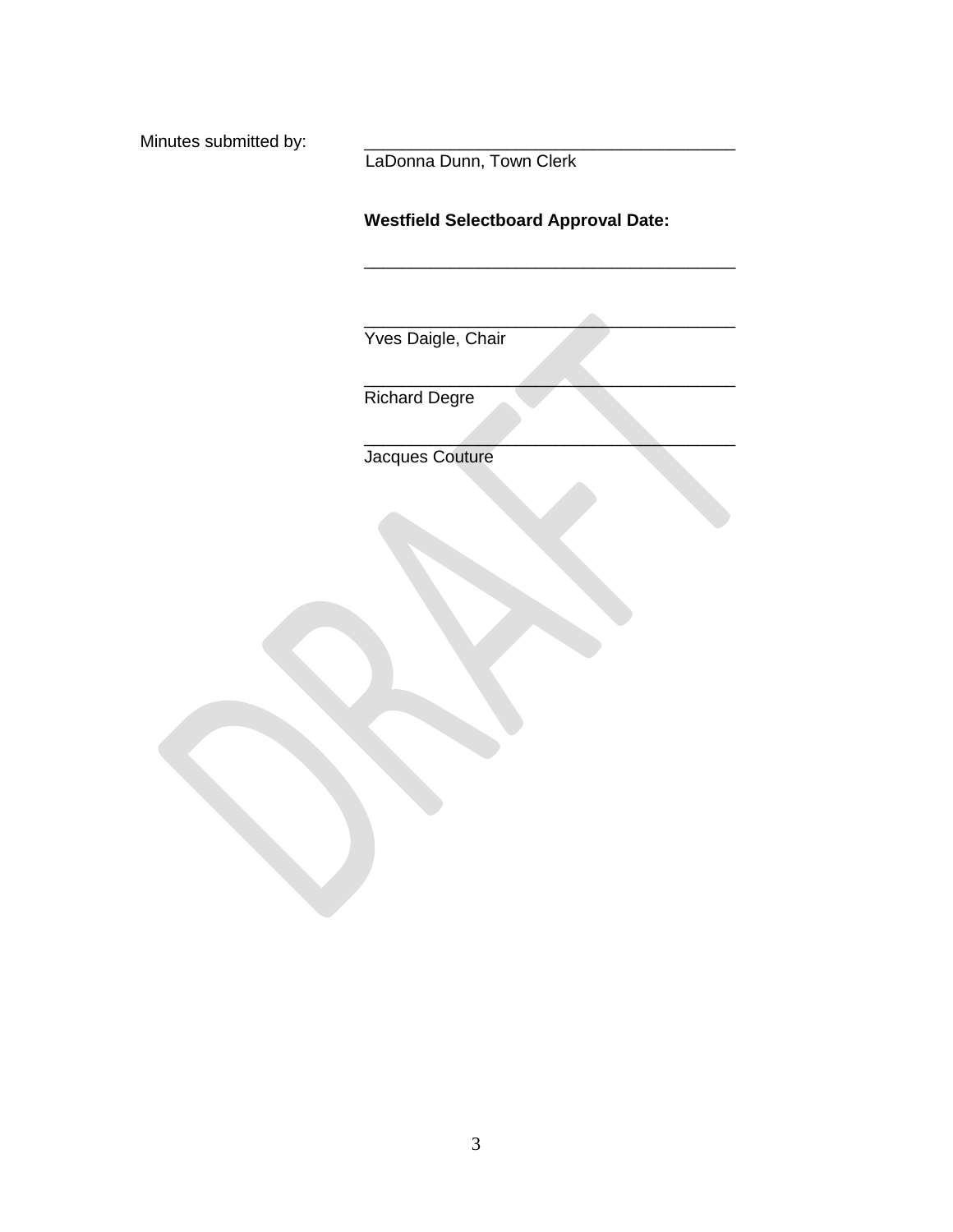Minutes submitted by: \_\_\_\_\_\_\_\_\_\_\_\_\_\_\_\_\_\_\_\_\_\_\_\_\_\_\_\_\_\_\_\_\_\_\_\_\_\_\_\_

LaDonna Dunn, Town Clerk

**Westfield Selectboard Approval Date:**

\_\_\_\_\_\_\_\_\_\_\_\_\_\_\_\_\_\_\_\_\_\_\_\_\_\_\_\_\_\_\_\_\_\_\_\_\_\_\_\_

\_\_\_\_\_\_\_\_\_\_\_\_\_\_\_\_\_\_\_\_\_\_\_\_\_\_\_\_\_\_\_\_\_\_\_\_\_\_\_\_

Yves Daigle, Chair

\_\_\_\_\_\_\_\_\_\_\_\_\_\_\_\_\_\_\_\_\_\_\_\_\_\_\_\_\_\_\_\_\_\_\_\_\_\_\_\_

Richard Degre

\_\_\_\_\_\_\_\_\_\_\_\_\_\_\_\_\_\_\_\_\_\_\_\_\_\_\_\_\_\_\_\_\_\_\_\_\_\_\_\_

Jacques Couture

DRAFT